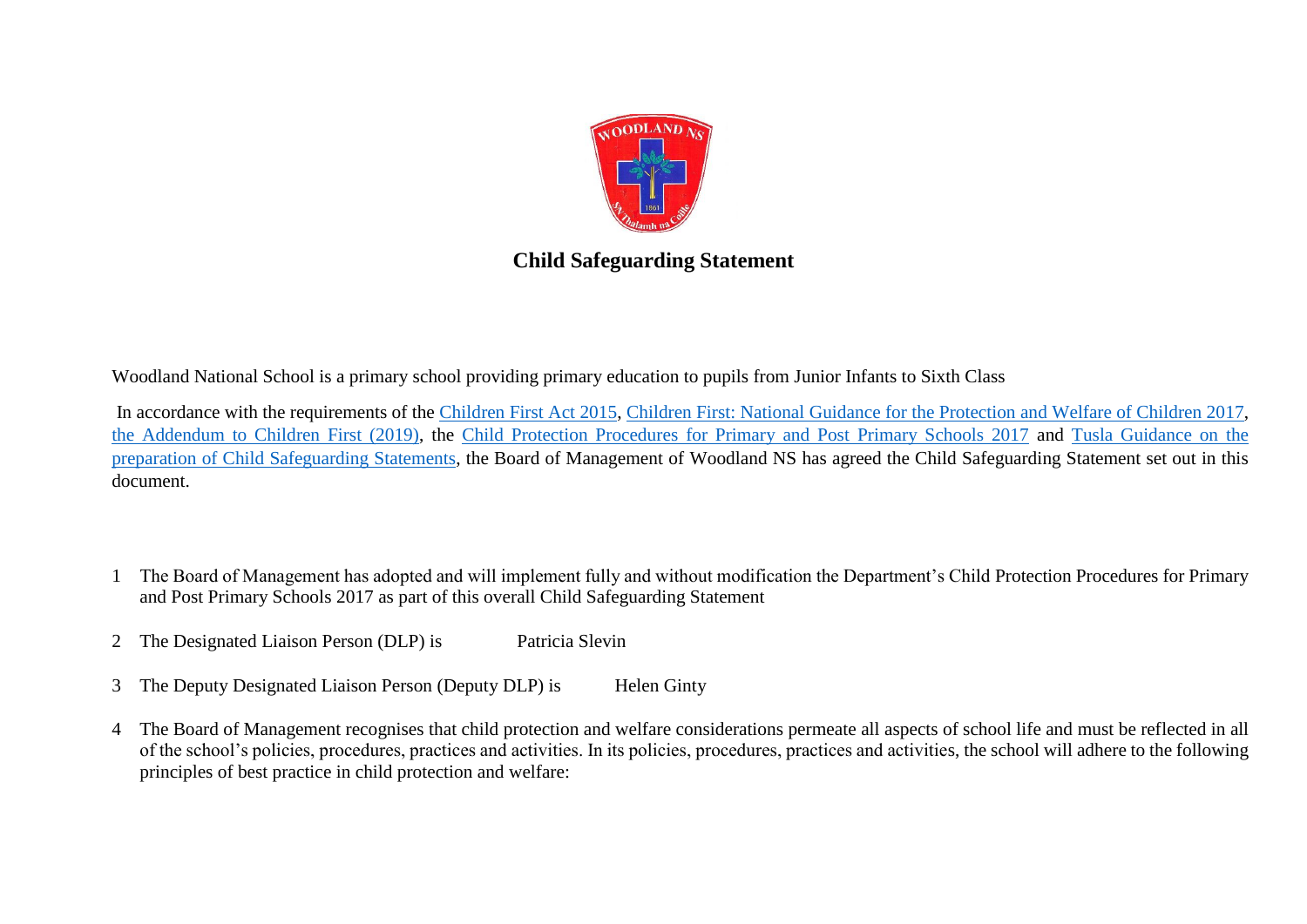# Child Safeguarding Statement

Woodland National School is a primary school providing primary education to pupils from Junior Infants to Sixth Class

In accordance with the requirements of the Children First Act 2015, Children First: National Guidance for the Protection and Welfare of Children 2017, the Addendum to Children First (2019), the Child Protection Procedures for Primary and Post Primary Schools 2017 and Tusla Guidance on the preparation of Child Safeguarding Statements, the Board of Management of Woodland NS has agreed the Child Safeguarding Statement set out in this document.

1. The Board of Management has adopted and will implement fully and without modification the Department's Child Protection Procedures for Primary and Post Primary Schools 2017 as part of this overall Child Safeguarding Statement

2. The Designated Liaison Person (DLP) is Patricia Slevin

3. The Deputy Designated Liaison Person (Deputy DLP) is Helen Ginty

4. The Board of Management recognises that child protection and welfare considerations permeate all aspects of school life and must be reflected in all of the school's policies, procedures, practices and activities. In its policies, procedures, practices and activities, the school will adhere to the following principles of best practice in child protection and welfare: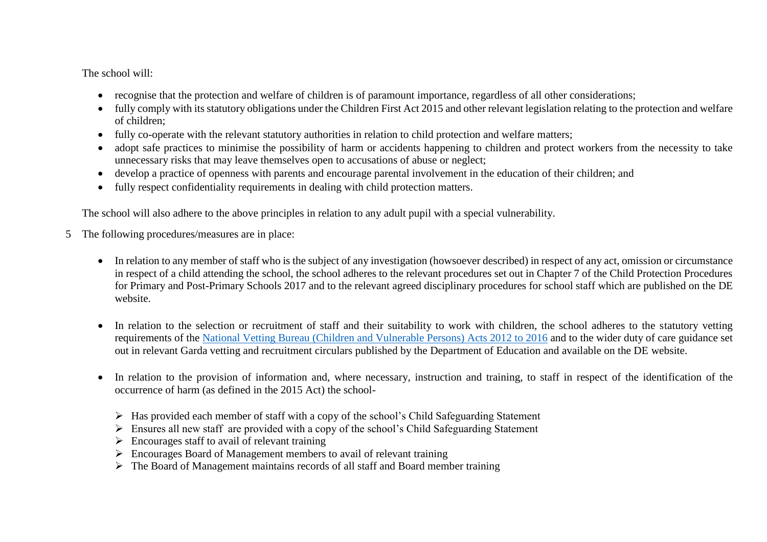The school will:

- recognise that the protection and welfare of children is of paramount importance, regardless of all other considerations;
- fully comply with its statutory obligations under the Children First Act 2015 and other relevant legislation relating to the protection and welfare of children;
- fully co-operate with the relevant statutory authorities in relation to child protection and welfare matters;
- adopt safe practices to minimise the possibility of harm or accidents happening to children and protect workers from the necessity to take unnecessary risks that may leave themselves open to accusations of abuse or neglect;
- develop a practice of openness with parents and encourage parental involvement in the education of their children; and
- fully respect confidentiality requirements in dealing with child protection matters.

The school will also adhere to the above principles in relation to any adult pupil with a special vulnerability.

5 The following procedures/measures are in place:

- In relation to any member of staff who is the subject of any investigation (howsoever described) in respect of any act, omission or circumstance in respect of a child attending the school, the school adheres to the relevant procedures set out in Chapter 7 of the Child Protection Procedures for Primary and Post-Primary Schools 2017 and to the relevant agreed disciplinary procedures for school staff which are published on the DE website.

- In relation to the selection or recruitment of staff and their suitability to work with children, the school adheres to the statutory vetting requirements of the National Vetting Bureau (Children and Vulnerable Persons) Acts 2012 to 2016 and to the wider duty of care guidance set out in relevant Garda vetting and recruitment circulars published by the Department of Education and available on the DE website.

- In relation to the provision of information and, where necessary, instruction and training, to staff in respect of the identification of the occurrence of harm (as defined in the 2015 Act) the school-

  - Has provided each member of staff with a copy of the school's Child Safeguarding Statement
  - Ensures all new staff are provided with a copy of the school's Child Safeguarding Statement
  - Encourages staff to avail of relevant training
  - Encourages Board of Management members to avail of relevant training
  - The Board of Management maintains records of all staff and Board member training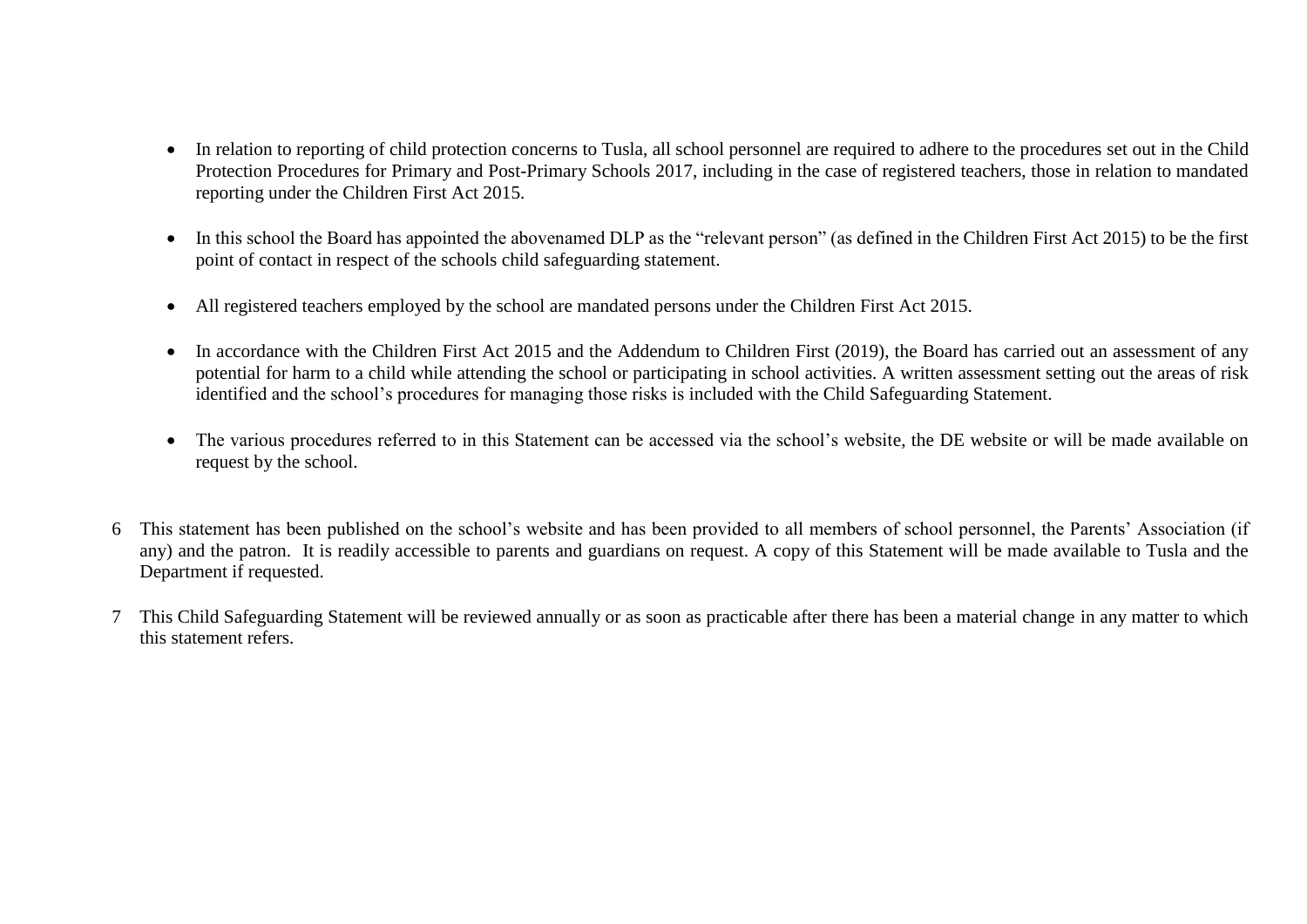- In relation to reporting of child protection concerns to Tusla, all school personnel are required to adhere to the procedures set out in the Child Protection Procedures for Primary and Post-Primary Schools 2017, including in the case of registered teachers, those in relation to mandated reporting under the Children First Act 2015.

- In this school the Board has appointed the abovenamed DLP as the "relevant person" (as defined in the Children First Act 2015) to be the first point of contact in respect of the schools child safeguarding statement.

- All registered teachers employed by the school are mandated persons under the Children First Act 2015.

- In accordance with the Children First Act 2015 and the Addendum to Children First (2019), the Board has carried out an assessment of any potential for harm to a child while attending the school or participating in school activities. A written assessment setting out the areas of risk identified and the school's procedures for managing those risks is included with the Child Safeguarding Statement.

- The various procedures referred to in this Statement can be accessed via the school's website, the DE website or will be made available on request by the school.

6 This statement has been published on the school's website and has been provided to all members of school personnel, the Parents' Association (if any) and the patron. It is readily accessible to parents and guardians on request. A copy of this Statement will be made available to Tusla and the Department if requested.

7 This Child Safeguarding Statement will be reviewed annually or as soon as practicable after there has been a material change in any matter to which this statement refers.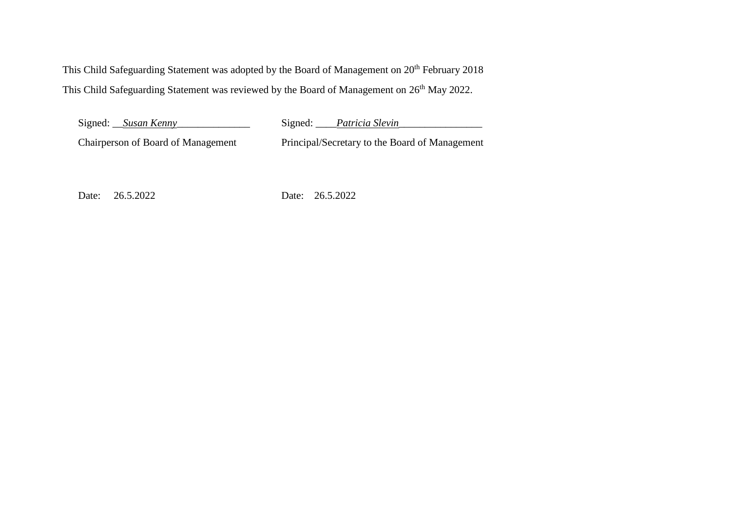This Child Safeguarding Statement was adopted by the Board of Management on 20th February 2018

This Child Safeguarding Statement was reviewed by the Board of Management on 26th May 2022.

| | |
|---|---|
| Signed: __*Susan Kenny*______________ | Signed: ____*Patricia Slevin*________________ |
| Chairperson of Board of Management | Principal/Secretary to the Board of Management |
| Date: 26.5.2022 | Date: 26.5.2022 |